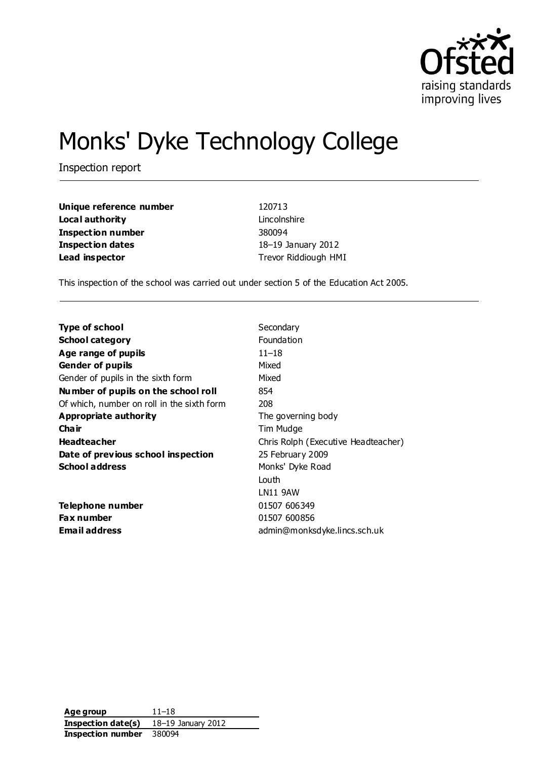# Monks' Dyke Technology College

Inspection report

| | |
|---|---|
| **Unique reference number** | 120713 |
| **Local authority** | Lincolnshire |
| **Inspection number** | 380094 |
| **Inspection dates** | 18–19 January 2012 |
| **Lead inspector** | Trevor Riddiough HMI |

This inspection of the school was carried out under section 5 of the Education Act 2005.

| | |
|---|---|
| **Type of school** | Secondary |
| **School category** | Foundation |
| **Age range of pupils** | 11–18 |
| **Gender of pupils** | Mixed |
| Gender of pupils in the sixth form | Mixed |
| **Number of pupils on the school roll** | 854 |
| Of which, number on roll in the sixth form | 208 |
| **Appropriate authority** | The governing body |
| **Chair** | Tim Mudge |
| **Headteacher** | Chris Rolph (Executive Headteacher) |
| **Date of previous school inspection** | 25 February 2009 |
| **School address** | Monks' Dyke Road<br>Louth<br>LN11 9AW |
| **Telephone number** | 01507 606349 |
| **Fax number** | 01507 600856 |
| **Email address** | admin@monksdyke.lincs.sch.uk |

| | |
|---|---|
| **Age group** | 11–18 |
| **Inspection date(s)** | 18–19 January 2012 |
| **Inspection number** | 380094 |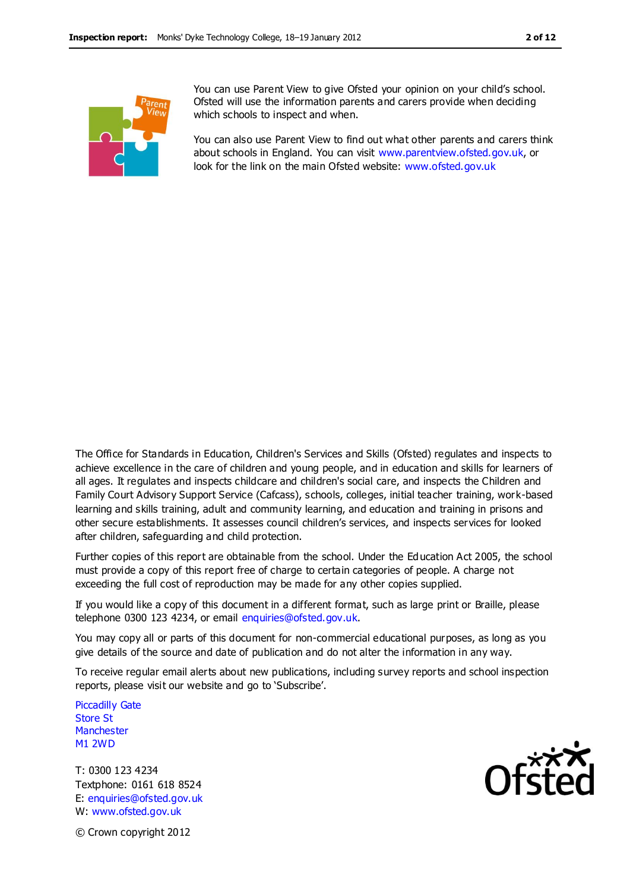You can use Parent View to give Ofsted your opinion on your child's school. Ofsted will use the information parents and carers provide when deciding which schools to inspect and when.

You can also use Parent View to find out what other parents and carers think about schools in England. You can visit www.parentview.ofsted.gov.uk, or look for the link on the main Ofsted website: www.ofsted.gov.uk

The Office for Standards in Education, Children's Services and Skills (Ofsted) regulates and inspects to achieve excellence in the care of children and young people, and in education and skills for learners of all ages. It regulates and inspects childcare and children's social care, and inspects the Children and Family Court Advisory Support Service (Cafcass), schools, colleges, initial teacher training, work-based learning and skills training, adult and community learning, and education and training in prisons and other secure establishments. It assesses council children's services, and inspects services for looked after children, safeguarding and child protection.

Further copies of this report are obtainable from the school. Under the Education Act 2005, the school must provide a copy of this report free of charge to certain categories of people. A charge not exceeding the full cost of reproduction may be made for any other copies supplied.

If you would like a copy of this document in a different format, such as large print or Braille, please telephone 0300 123 4234, or email enquiries@ofsted.gov.uk.

You may copy all or parts of this document for non-commercial educational purposes, as long as you give details of the source and date of publication and do not alter the information in any way.

To receive regular email alerts about new publications, including survey reports and school inspection reports, please visit our website and go to 'Subscribe'.

Piccadilly Gate
Store St
Manchester
M1 2WD

T: 0300 123 4234
Textphone: 0161 618 8524
E: enquiries@ofsted.gov.uk
W: www.ofsted.gov.uk

© Crown copyright 2012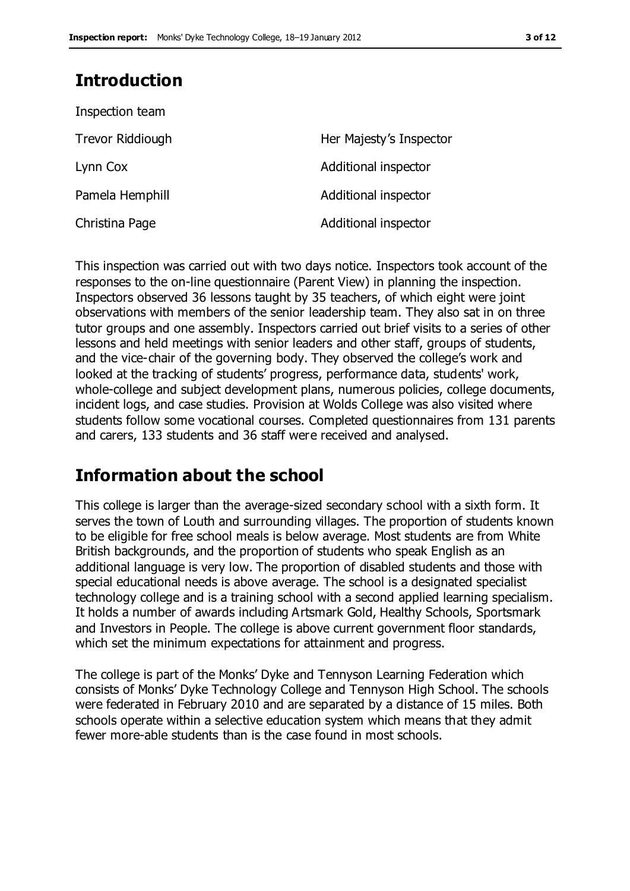## Introduction

Inspection team

| | |
|---|---|
| Trevor Riddiough | Her Majesty's Inspector |
| Lynn Cox | Additional inspector |
| Pamela Hemphill | Additional inspector |
| Christina Page | Additional inspector |

This inspection was carried out with two days notice. Inspectors took account of the responses to the on-line questionnaire (Parent View) in planning the inspection. Inspectors observed 36 lessons taught by 35 teachers, of which eight were joint observations with members of the senior leadership team. They also sat in on three tutor groups and one assembly. Inspectors carried out brief visits to a series of other lessons and held meetings with senior leaders and other staff, groups of students, and the vice-chair of the governing body. They observed the college's work and looked at the tracking of students' progress, performance data, students' work, whole-college and subject development plans, numerous policies, college documents, incident logs, and case studies. Provision at Wolds College was also visited where students follow some vocational courses. Completed questionnaires from 131 parents and carers, 133 students and 36 staff were received and analysed.

## Information about the school

This college is larger than the average-sized secondary school with a sixth form. It serves the town of Louth and surrounding villages. The proportion of students known to be eligible for free school meals is below average. Most students are from White British backgrounds, and the proportion of students who speak English as an additional language is very low. The proportion of disabled students and those with special educational needs is above average. The school is a designated specialist technology college and is a training school with a second applied learning specialism. It holds a number of awards including Artsmark Gold, Healthy Schools, Sportsmark and Investors in People. The college is above current government floor standards, which set the minimum expectations for attainment and progress.

The college is part of the Monks' Dyke and Tennyson Learning Federation which consists of Monks' Dyke Technology College and Tennyson High School. The schools were federated in February 2010 and are separated by a distance of 15 miles. Both schools operate within a selective education system which means that they admit fewer more-able students than is the case found in most schools.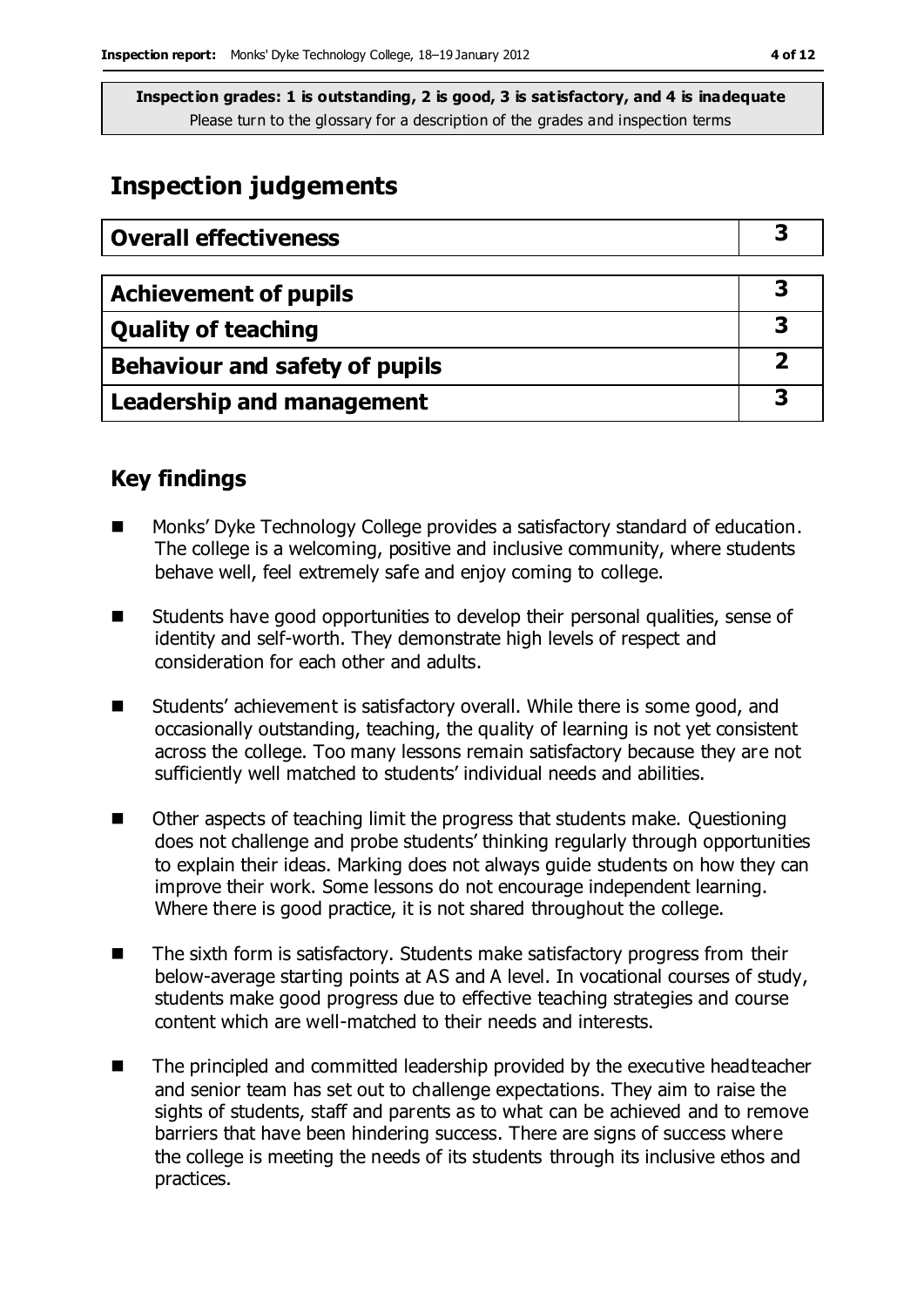**Inspection grades: 1 is outstanding, 2 is good, 3 is satisfactory, and 4 is inadequate**
Please turn to the glossary for a description of the grades and inspection terms

# Inspection judgements

| **Overall effectiveness** | **3** |
|---|---|

| **Achievement of pupils** | **3** |
|---|---|
| **Quality of teaching** | **3** |
| **Behaviour and safety of pupils** | **2** |
| **Leadership and management** | **3** |

## Key findings

- Monks' Dyke Technology College provides a satisfactory standard of education. The college is a welcoming, positive and inclusive community, where students behave well, feel extremely safe and enjoy coming to college.
- Students have good opportunities to develop their personal qualities, sense of identity and self-worth. They demonstrate high levels of respect and consideration for each other and adults.
- Students' achievement is satisfactory overall. While there is some good, and occasionally outstanding, teaching, the quality of learning is not yet consistent across the college. Too many lessons remain satisfactory because they are not sufficiently well matched to students' individual needs and abilities.
- Other aspects of teaching limit the progress that students make. Questioning does not challenge and probe students' thinking regularly through opportunities to explain their ideas. Marking does not always guide students on how they can improve their work. Some lessons do not encourage independent learning. Where there is good practice, it is not shared throughout the college.
- The sixth form is satisfactory. Students make satisfactory progress from their below-average starting points at AS and A level. In vocational courses of study, students make good progress due to effective teaching strategies and course content which are well-matched to their needs and interests.
- The principled and committed leadership provided by the executive headteacher and senior team has set out to challenge expectations. They aim to raise the sights of students, staff and parents as to what can be achieved and to remove barriers that have been hindering success. There are signs of success where the college is meeting the needs of its students through its inclusive ethos and practices.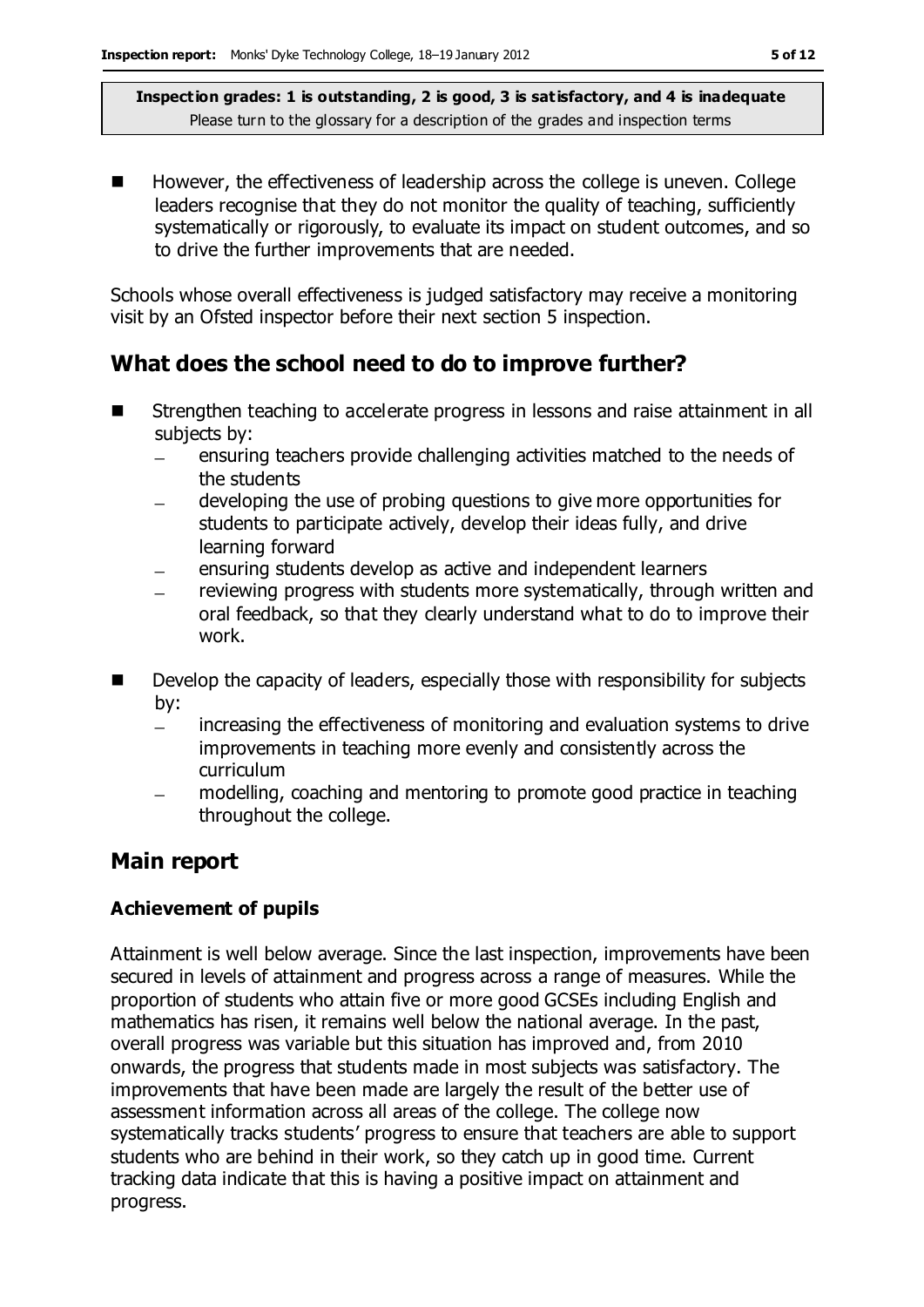**Inspection grades: 1 is outstanding, 2 is good, 3 is satisfactory, and 4 is inadequate**
Please turn to the glossary for a description of the grades and inspection terms

- However, the effectiveness of leadership across the college is uneven. College leaders recognise that they do not monitor the quality of teaching, sufficiently systematically or rigorously, to evaluate its impact on student outcomes, and so to drive the further improvements that are needed.

Schools whose overall effectiveness is judged satisfactory may receive a monitoring visit by an Ofsted inspector before their next section 5 inspection.

## What does the school need to do to improve further?

- Strengthen teaching to accelerate progress in lessons and raise attainment in all subjects by:
  - ensuring teachers provide challenging activities matched to the needs of the students
  - developing the use of probing questions to give more opportunities for students to participate actively, develop their ideas fully, and drive learning forward
  - ensuring students develop as active and independent learners
  - reviewing progress with students more systematically, through written and oral feedback, so that they clearly understand what to do to improve their work.
- Develop the capacity of leaders, especially those with responsibility for subjects by:
  - increasing the effectiveness of monitoring and evaluation systems to drive improvements in teaching more evenly and consistently across the curriculum
  - modelling, coaching and mentoring to promote good practice in teaching throughout the college.

## Main report

### Achievement of pupils

Attainment is well below average. Since the last inspection, improvements have been secured in levels of attainment and progress across a range of measures. While the proportion of students who attain five or more good GCSEs including English and mathematics has risen, it remains well below the national average. In the past, overall progress was variable but this situation has improved and, from 2010 onwards, the progress that students made in most subjects was satisfactory. The improvements that have been made are largely the result of the better use of assessment information across all areas of the college. The college now systematically tracks students' progress to ensure that teachers are able to support students who are behind in their work, so they catch up in good time. Current tracking data indicate that this is having a positive impact on attainment and progress.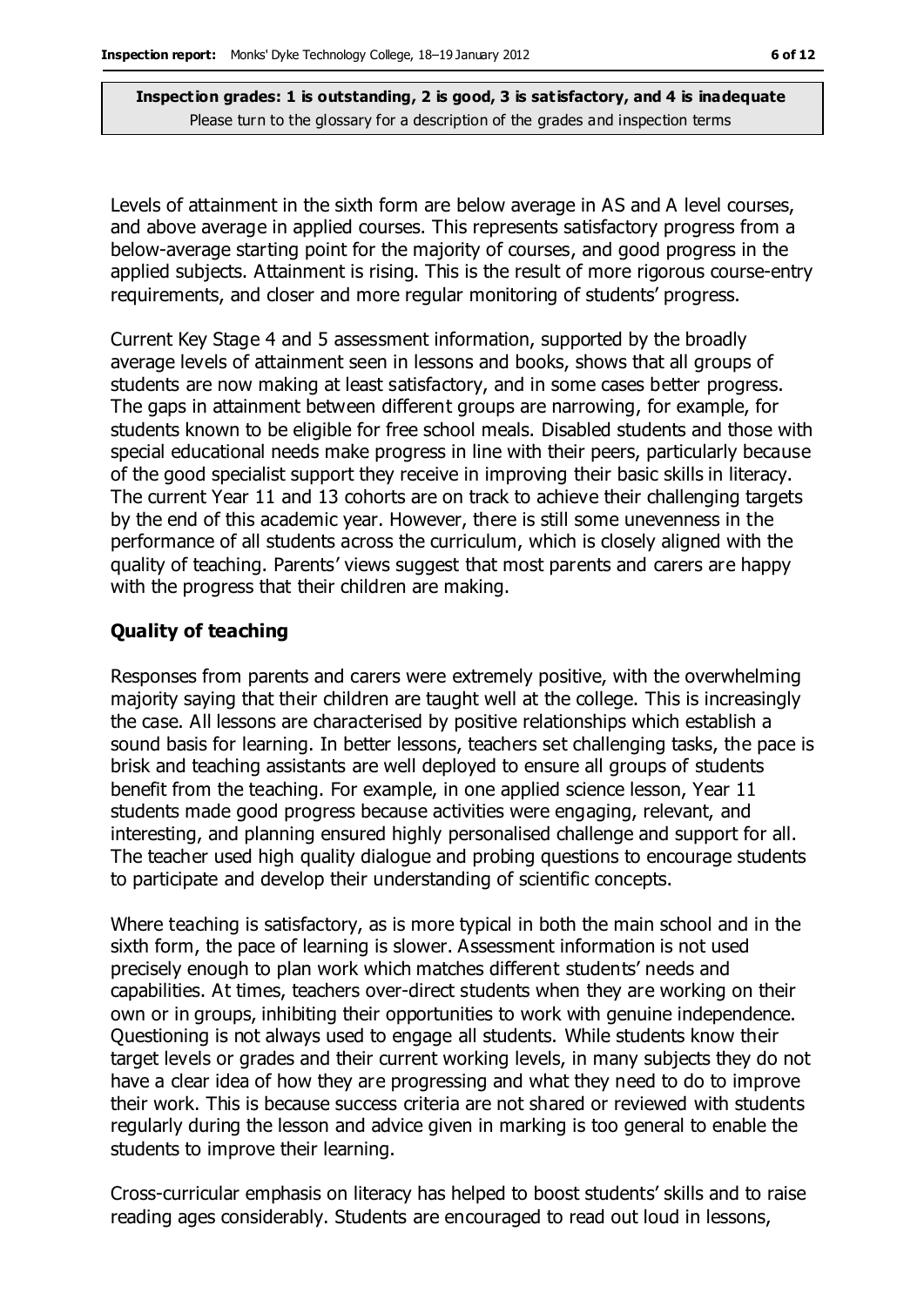Levels of attainment in the sixth form are below average in AS and A level courses, and above average in applied courses. This represents satisfactory progress from a below-average starting point for the majority of courses, and good progress in the applied subjects. Attainment is rising. This is the result of more rigorous course-entry requirements, and closer and more regular monitoring of students' progress.

Current Key Stage 4 and 5 assessment information, supported by the broadly average levels of attainment seen in lessons and books, shows that all groups of students are now making at least satisfactory, and in some cases better progress. The gaps in attainment between different groups are narrowing, for example, for students known to be eligible for free school meals. Disabled students and those with special educational needs make progress in line with their peers, particularly because of the good specialist support they receive in improving their basic skills in literacy. The current Year 11 and 13 cohorts are on track to achieve their challenging targets by the end of this academic year. However, there is still some unevenness in the performance of all students across the curriculum, which is closely aligned with the quality of teaching. Parents' views suggest that most parents and carers are happy with the progress that their children are making.

### Quality of teaching

Responses from parents and carers were extremely positive, with the overwhelming majority saying that their children are taught well at the college. This is increasingly the case. All lessons are characterised by positive relationships which establish a sound basis for learning. In better lessons, teachers set challenging tasks, the pace is brisk and teaching assistants are well deployed to ensure all groups of students benefit from the teaching. For example, in one applied science lesson, Year 11 students made good progress because activities were engaging, relevant, and interesting, and planning ensured highly personalised challenge and support for all. The teacher used high quality dialogue and probing questions to encourage students to participate and develop their understanding of scientific concepts.

Where teaching is satisfactory, as is more typical in both the main school and in the sixth form, the pace of learning is slower. Assessment information is not used precisely enough to plan work which matches different students' needs and capabilities. At times, teachers over-direct students when they are working on their own or in groups, inhibiting their opportunities to work with genuine independence. Questioning is not always used to engage all students. While students know their target levels or grades and their current working levels, in many subjects they do not have a clear idea of how they are progressing and what they need to do to improve their work. This is because success criteria are not shared or reviewed with students regularly during the lesson and advice given in marking is too general to enable the students to improve their learning.

Cross-curricular emphasis on literacy has helped to boost students' skills and to raise reading ages considerably. Students are encouraged to read out loud in lessons,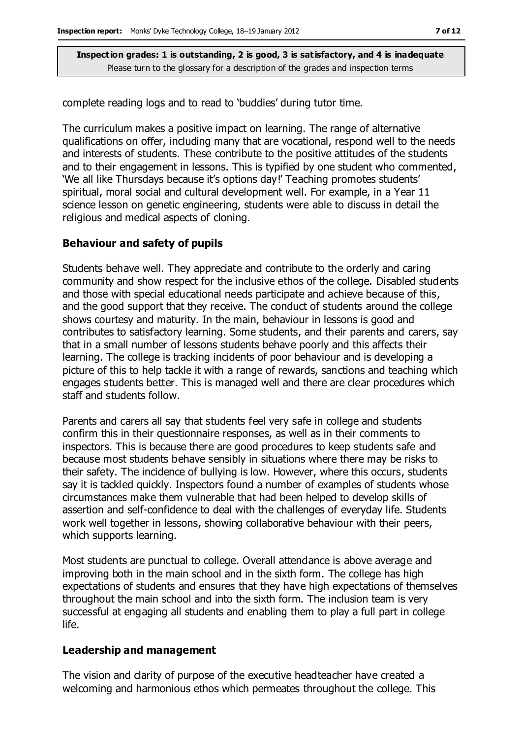complete reading logs and to read to 'buddies' during tutor time.

The curriculum makes a positive impact on learning. The range of alternative qualifications on offer, including many that are vocational, respond well to the needs and interests of students. These contribute to the positive attitudes of the students and to their engagement in lessons. This is typified by one student who commented, 'We all like Thursdays because it's options day!' Teaching promotes students' spiritual, moral social and cultural development well. For example, in a Year 11 science lesson on genetic engineering, students were able to discuss in detail the religious and medical aspects of cloning.

### Behaviour and safety of pupils

Students behave well. They appreciate and contribute to the orderly and caring community and show respect for the inclusive ethos of the college. Disabled students and those with special educational needs participate and achieve because of this, and the good support that they receive. The conduct of students around the college shows courtesy and maturity. In the main, behaviour in lessons is good and contributes to satisfactory learning. Some students, and their parents and carers, say that in a small number of lessons students behave poorly and this affects their learning. The college is tracking incidents of poor behaviour and is developing a picture of this to help tackle it with a range of rewards, sanctions and teaching which engages students better. This is managed well and there are clear procedures which staff and students follow.

Parents and carers all say that students feel very safe in college and students confirm this in their questionnaire responses, as well as in their comments to inspectors. This is because there are good procedures to keep students safe and because most students behave sensibly in situations where there may be risks to their safety. The incidence of bullying is low. However, where this occurs, students say it is tackled quickly. Inspectors found a number of examples of students whose circumstances make them vulnerable that had been helped to develop skills of assertion and self-confidence to deal with the challenges of everyday life. Students work well together in lessons, showing collaborative behaviour with their peers, which supports learning.

Most students are punctual to college. Overall attendance is above average and improving both in the main school and in the sixth form. The college has high expectations of students and ensures that they have high expectations of themselves throughout the main school and into the sixth form. The inclusion team is very successful at engaging all students and enabling them to play a full part in college life.

### Leadership and management

The vision and clarity of purpose of the executive headteacher have created a welcoming and harmonious ethos which permeates throughout the college. This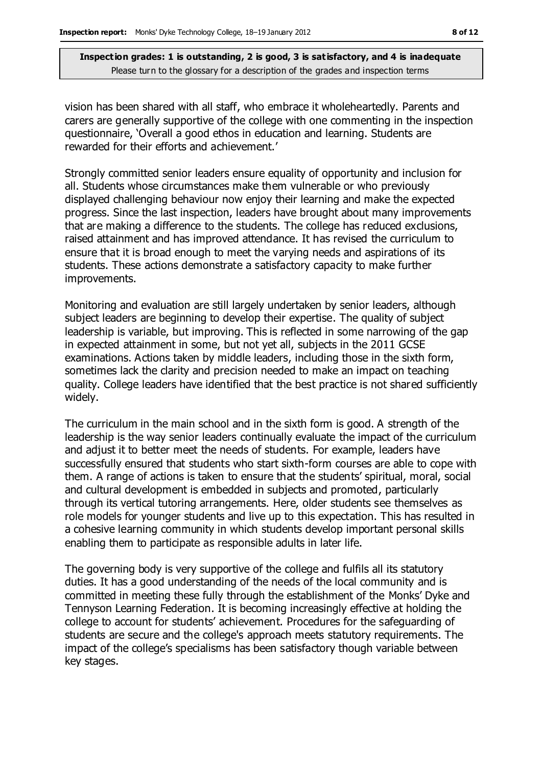vision has been shared with all staff, who embrace it wholeheartedly. Parents and carers are generally supportive of the college with one commenting in the inspection questionnaire, 'Overall a good ethos in education and learning. Students are rewarded for their efforts and achievement.'

Strongly committed senior leaders ensure equality of opportunity and inclusion for all. Students whose circumstances make them vulnerable or who previously displayed challenging behaviour now enjoy their learning and make the expected progress. Since the last inspection, leaders have brought about many improvements that are making a difference to the students. The college has reduced exclusions, raised attainment and has improved attendance. It has revised the curriculum to ensure that it is broad enough to meet the varying needs and aspirations of its students. These actions demonstrate a satisfactory capacity to make further improvements.

Monitoring and evaluation are still largely undertaken by senior leaders, although subject leaders are beginning to develop their expertise. The quality of subject leadership is variable, but improving. This is reflected in some narrowing of the gap in expected attainment in some, but not yet all, subjects in the 2011 GCSE examinations. Actions taken by middle leaders, including those in the sixth form, sometimes lack the clarity and precision needed to make an impact on teaching quality. College leaders have identified that the best practice is not shared sufficiently widely.

The curriculum in the main school and in the sixth form is good. A strength of the leadership is the way senior leaders continually evaluate the impact of the curriculum and adjust it to better meet the needs of students. For example, leaders have successfully ensured that students who start sixth-form courses are able to cope with them. A range of actions is taken to ensure that the students' spiritual, moral, social and cultural development is embedded in subjects and promoted, particularly through its vertical tutoring arrangements. Here, older students see themselves as role models for younger students and live up to this expectation. This has resulted in a cohesive learning community in which students develop important personal skills enabling them to participate as responsible adults in later life.

The governing body is very supportive of the college and fulfils all its statutory duties. It has a good understanding of the needs of the local community and is committed in meeting these fully through the establishment of the Monks' Dyke and Tennyson Learning Federation. It is becoming increasingly effective at holding the college to account for students' achievement. Procedures for the safeguarding of students are secure and the college's approach meets statutory requirements. The impact of the college's specialisms has been satisfactory though variable between key stages.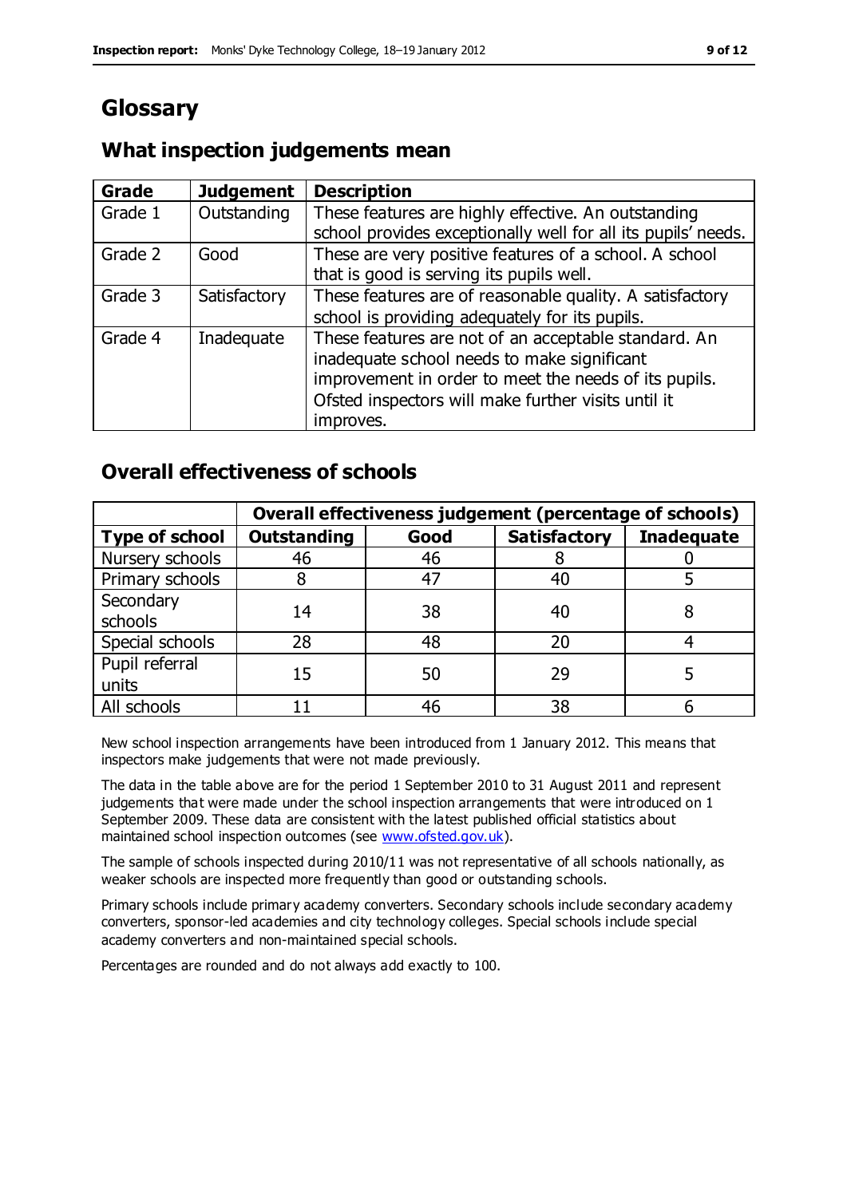# Glossary

## What inspection judgements mean

| Grade | Judgement | Description |
| --- | --- | --- |
| Grade 1 | Outstanding | These features are highly effective. An outstanding school provides exceptionally well for all its pupils' needs. |
| Grade 2 | Good | These are very positive features of a school. A school that is good is serving its pupils well. |
| Grade 3 | Satisfactory | These features are of reasonable quality. A satisfactory school is providing adequately for its pupils. |
| Grade 4 | Inadequate | These features are not of an acceptable standard. An inadequate school needs to make significant improvement in order to meet the needs of its pupils. Ofsted inspectors will make further visits until it improves. |

## Overall effectiveness of schools

| | Overall effectiveness judgement (percentage of schools) | | | |
| --- | --- | --- | --- | --- |
| **Type of school** | **Outstanding** | **Good** | **Satisfactory** | **Inadequate** |
| Nursery schools | 46 | 46 | 8 | 0 |
| Primary schools | 8 | 47 | 40 | 5 |
| Secondary schools | 14 | 38 | 40 | 8 |
| Special schools | 28 | 48 | 20 | 4 |
| Pupil referral units | 15 | 50 | 29 | 5 |
| All schools | 11 | 46 | 38 | 6 |

New school inspection arrangements have been introduced from 1 January 2012. This means that inspectors make judgements that were not made previously.

The data in the table above are for the period 1 September 2010 to 31 August 2011 and represent judgements that were made under the school inspection arrangements that were introduced on 1 September 2009. These data are consistent with the latest published official statistics about maintained school inspection outcomes (see www.ofsted.gov.uk).

The sample of schools inspected during 2010/11 was not representative of all schools nationally, as weaker schools are inspected more frequently than good or outstanding schools.

Primary schools include primary academy converters. Secondary schools include secondary academy converters, sponsor-led academies and city technology colleges. Special schools include special academy converters and non-maintained special schools.

Percentages are rounded and do not always add exactly to 100.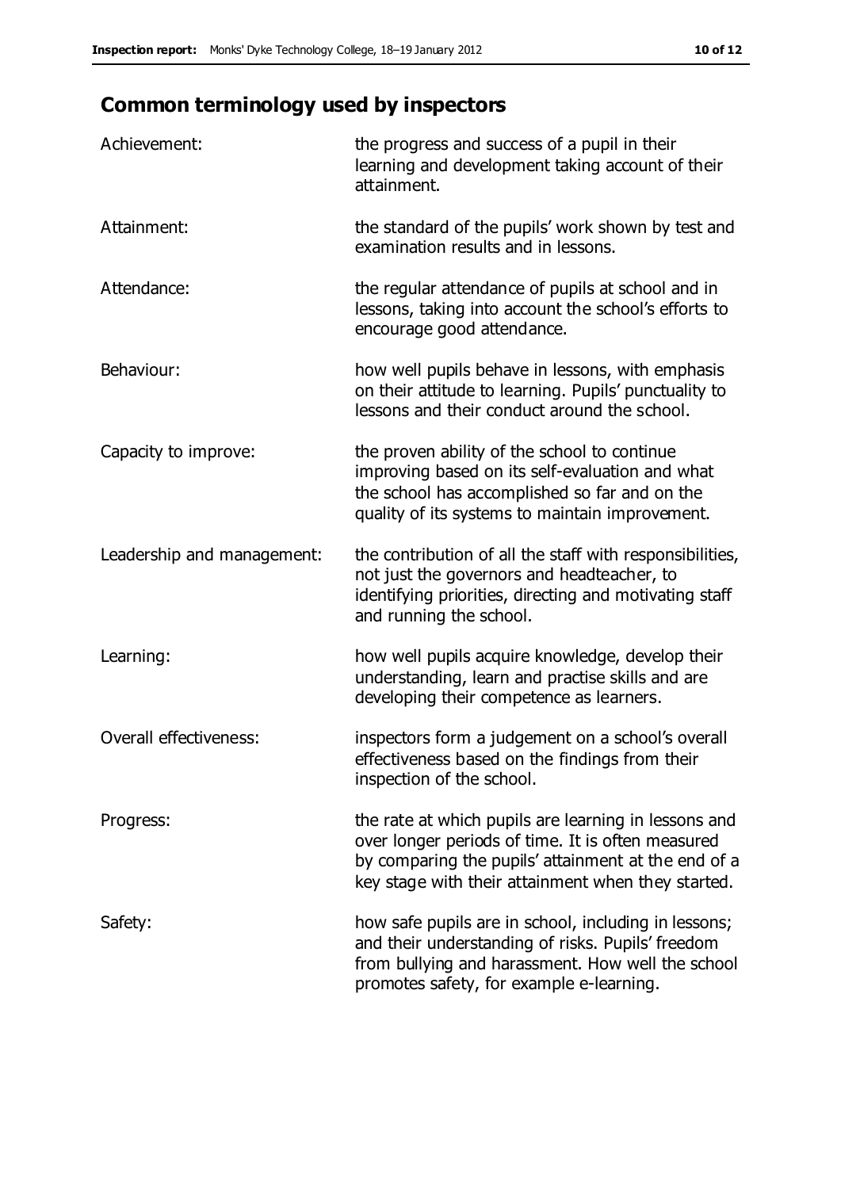## Common terminology used by inspectors

| | |
|---|---|
| Achievement: | the progress and success of a pupil in their learning and development taking account of their attainment. |
| Attainment: | the standard of the pupils' work shown by test and examination results and in lessons. |
| Attendance: | the regular attendance of pupils at school and in lessons, taking into account the school's efforts to encourage good attendance. |
| Behaviour: | how well pupils behave in lessons, with emphasis on their attitude to learning. Pupils' punctuality to lessons and their conduct around the school. |
| Capacity to improve: | the proven ability of the school to continue improving based on its self-evaluation and what the school has accomplished so far and on the quality of its systems to maintain improvement. |
| Leadership and management: | the contribution of all the staff with responsibilities, not just the governors and headteacher, to identifying priorities, directing and motivating staff and running the school. |
| Learning: | how well pupils acquire knowledge, develop their understanding, learn and practise skills and are developing their competence as learners. |
| Overall effectiveness: | inspectors form a judgement on a school's overall effectiveness based on the findings from their inspection of the school. |
| Progress: | the rate at which pupils are learning in lessons and over longer periods of time. It is often measured by comparing the pupils' attainment at the end of a key stage with their attainment when they started. |
| Safety: | how safe pupils are in school, including in lessons; and their understanding of risks. Pupils' freedom from bullying and harassment. How well the school promotes safety, for example e-learning. |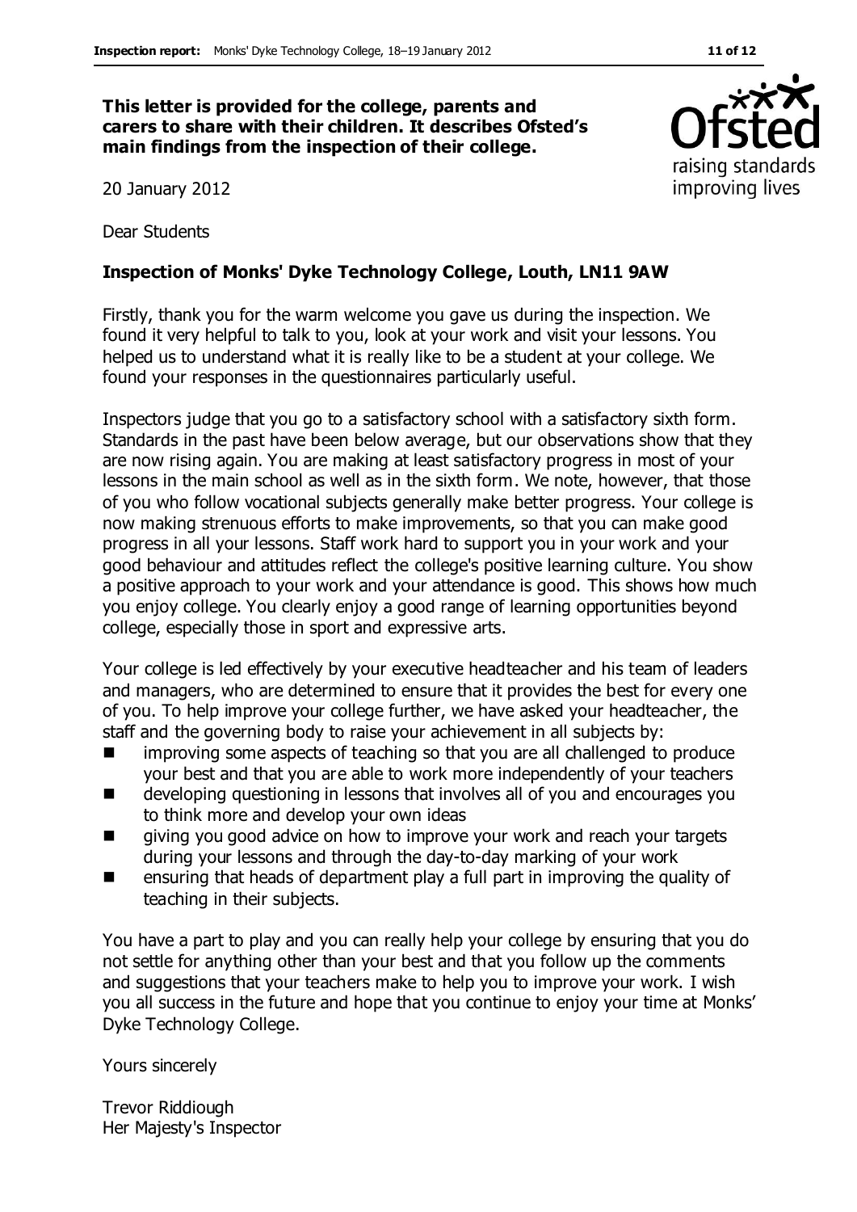**This letter is provided for the college, parents and carers to share with their children. It describes Ofsted's main findings from the inspection of their college.**

20 January 2012

Dear Students

**Inspection of Monks' Dyke Technology College, Louth, LN11 9AW**

Firstly, thank you for the warm welcome you gave us during the inspection. We found it very helpful to talk to you, look at your work and visit your lessons. You helped us to understand what it is really like to be a student at your college. We found your responses in the questionnaires particularly useful.

Inspectors judge that you go to a satisfactory school with a satisfactory sixth form. Standards in the past have been below average, but our observations show that they are now rising again. You are making at least satisfactory progress in most of your lessons in the main school as well as in the sixth form. We note, however, that those of you who follow vocational subjects generally make better progress. Your college is now making strenuous efforts to make improvements, so that you can make good progress in all your lessons. Staff work hard to support you in your work and your good behaviour and attitudes reflect the college's positive learning culture. You show a positive approach to your work and your attendance is good. This shows how much you enjoy college. You clearly enjoy a good range of learning opportunities beyond college, especially those in sport and expressive arts.

Your college is led effectively by your executive headteacher and his team of leaders and managers, who are determined to ensure that it provides the best for every one of you. To help improve your college further, we have asked your headteacher, the staff and the governing body to raise your achievement in all subjects by:

- improving some aspects of teaching so that you are all challenged to produce your best and that you are able to work more independently of your teachers
- developing questioning in lessons that involves all of you and encourages you to think more and develop your own ideas
- giving you good advice on how to improve your work and reach your targets during your lessons and through the day-to-day marking of your work
- ensuring that heads of department play a full part in improving the quality of teaching in their subjects.

You have a part to play and you can really help your college by ensuring that you do not settle for anything other than your best and that you follow up the comments and suggestions that your teachers make to help you to improve your work. I wish you all success in the future and hope that you continue to enjoy your time at Monks' Dyke Technology College.

Yours sincerely

Trevor Riddiough
Her Majesty's Inspector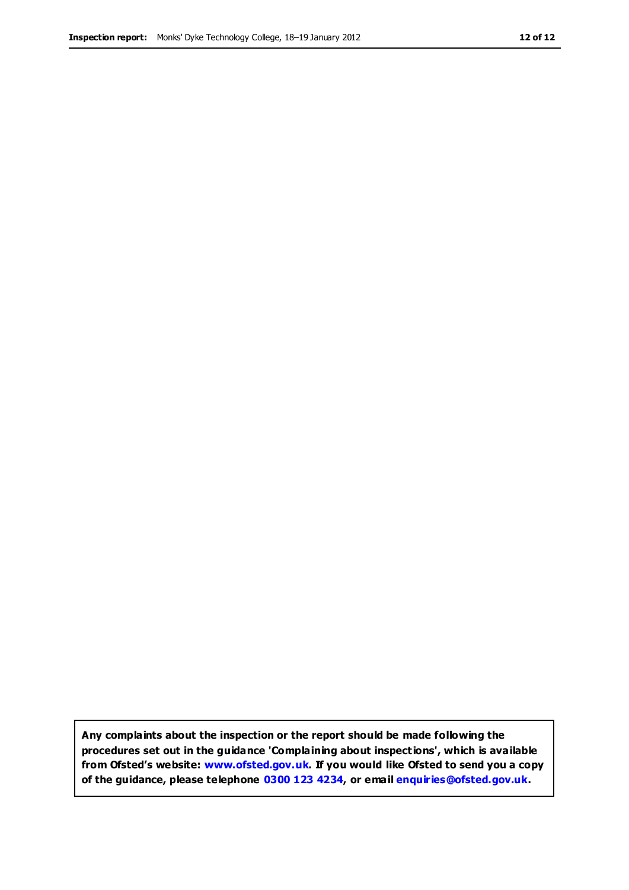**Any complaints about the inspection or the report should be made following the procedures set out in the guidance 'Complaining about inspections', which is available from Ofsted's website: www.ofsted.gov.uk. If you would like Ofsted to send you a copy of the guidance, please telephone 0300 123 4234, or email enquiries@ofsted.gov.uk.**